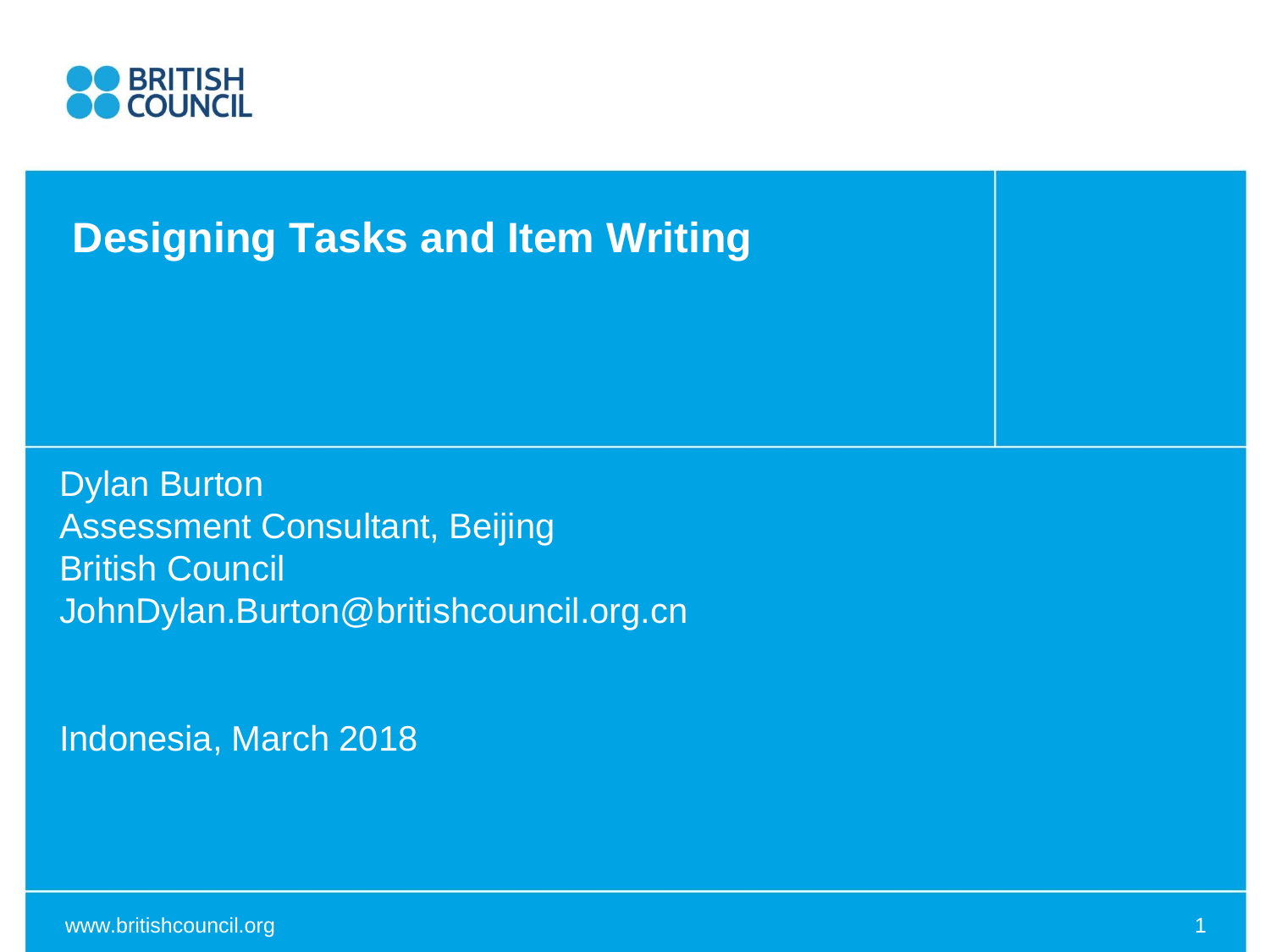BRITISH COUNCIL

# Designing Tasks and Item Writing

Dylan Burton
Assessment Consultant, Beijing
British Council
JohnDylan.Burton@britishcouncil.org.cn

Indonesia, March 2018

www.britishcouncil.org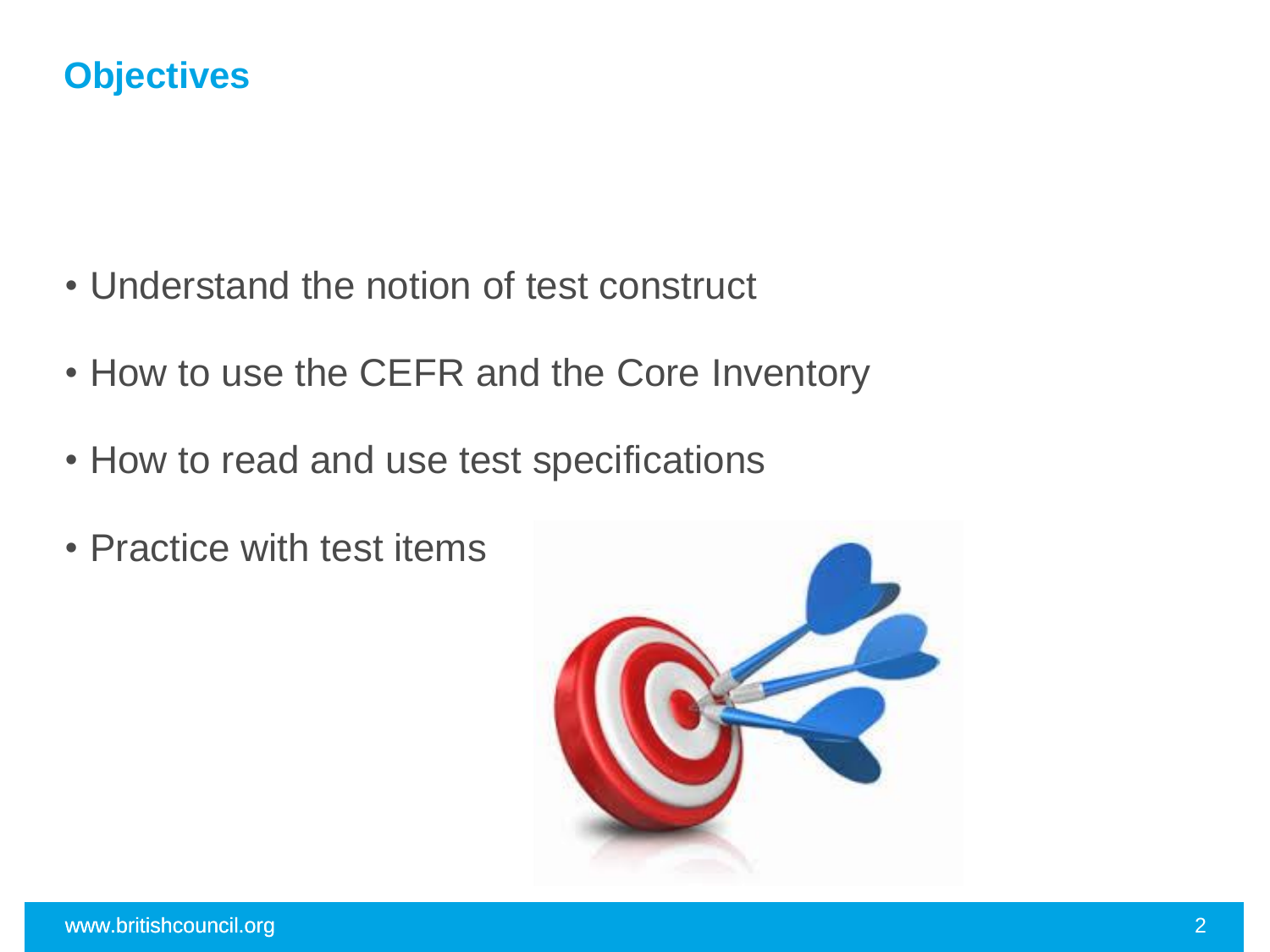# Objectives

- Understand the notion of test construct
- How to use the CEFR and the Core Inventory
- How to read and use test specifications
- Practice with test items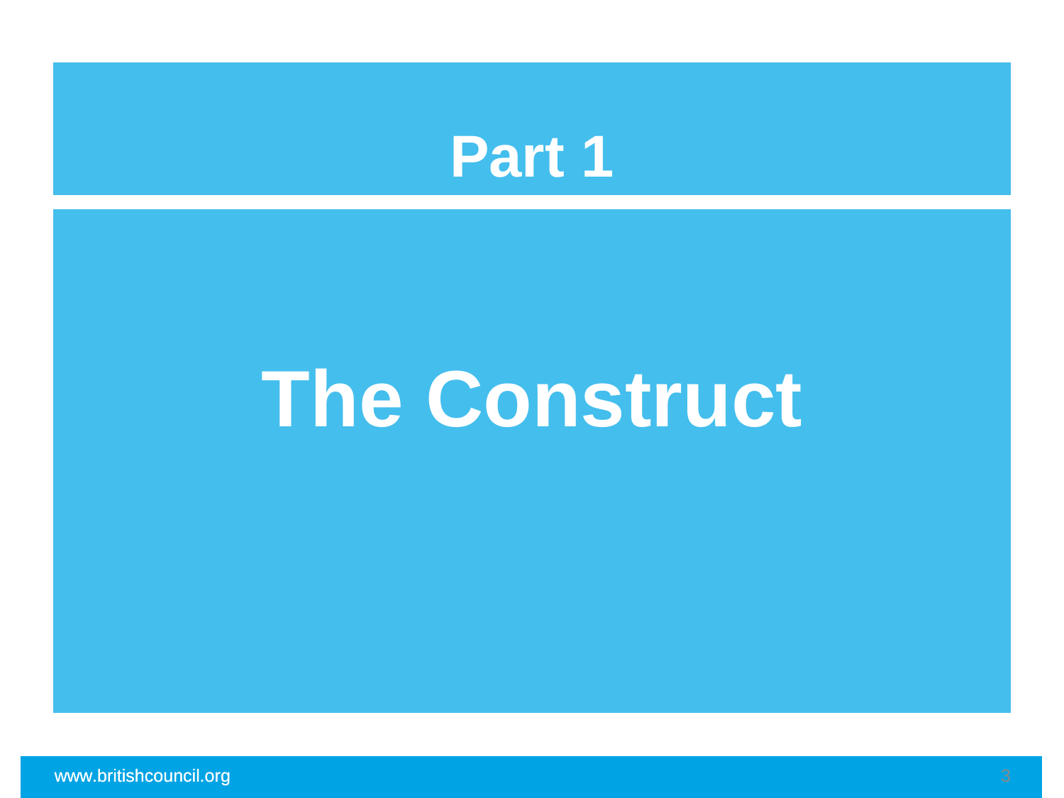# Part 1

# The Construct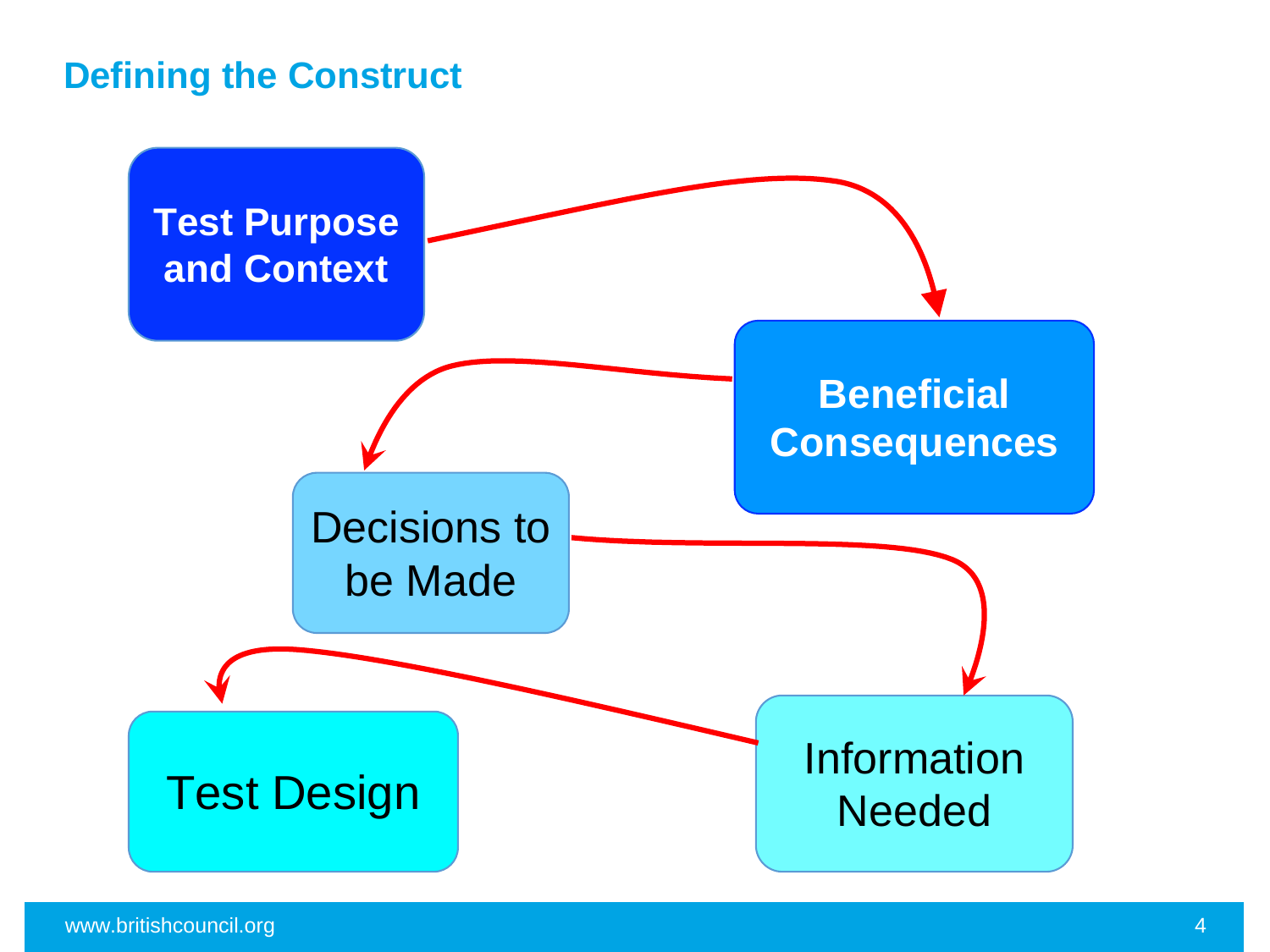## Defining the Construct

Test Purpose and Context

Beneficial Consequences

Decisions to be Made

Information Needed

Test Design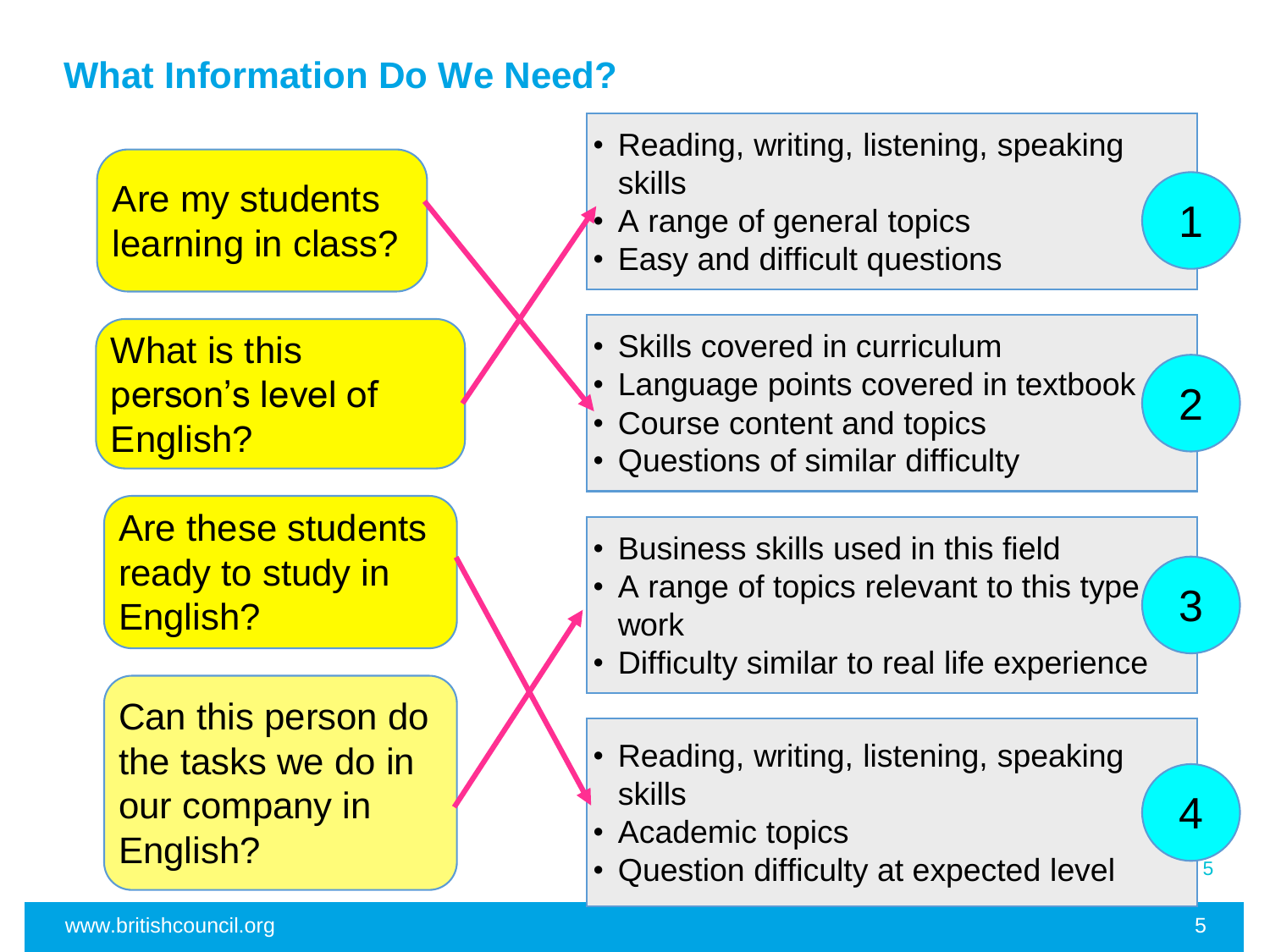## What Information Do We Need?

Are my students learning in class?

What is this person's level of English?

Are these students ready to study in English?

Can this person do the tasks we do in our company in English?

**1**

- Reading, writing, listening, speaking skills
- A range of general topics
- Easy and difficult questions

**2**

- Skills covered in curriculum
- Language points covered in textbook
- Course content and topics
- Questions of similar difficulty

**3**

- Business skills used in this field
- A range of topics relevant to this type work
- Difficulty similar to real life experience

**4**

- Reading, writing, listening, speaking skills
- Academic topics
- Question difficulty at expected level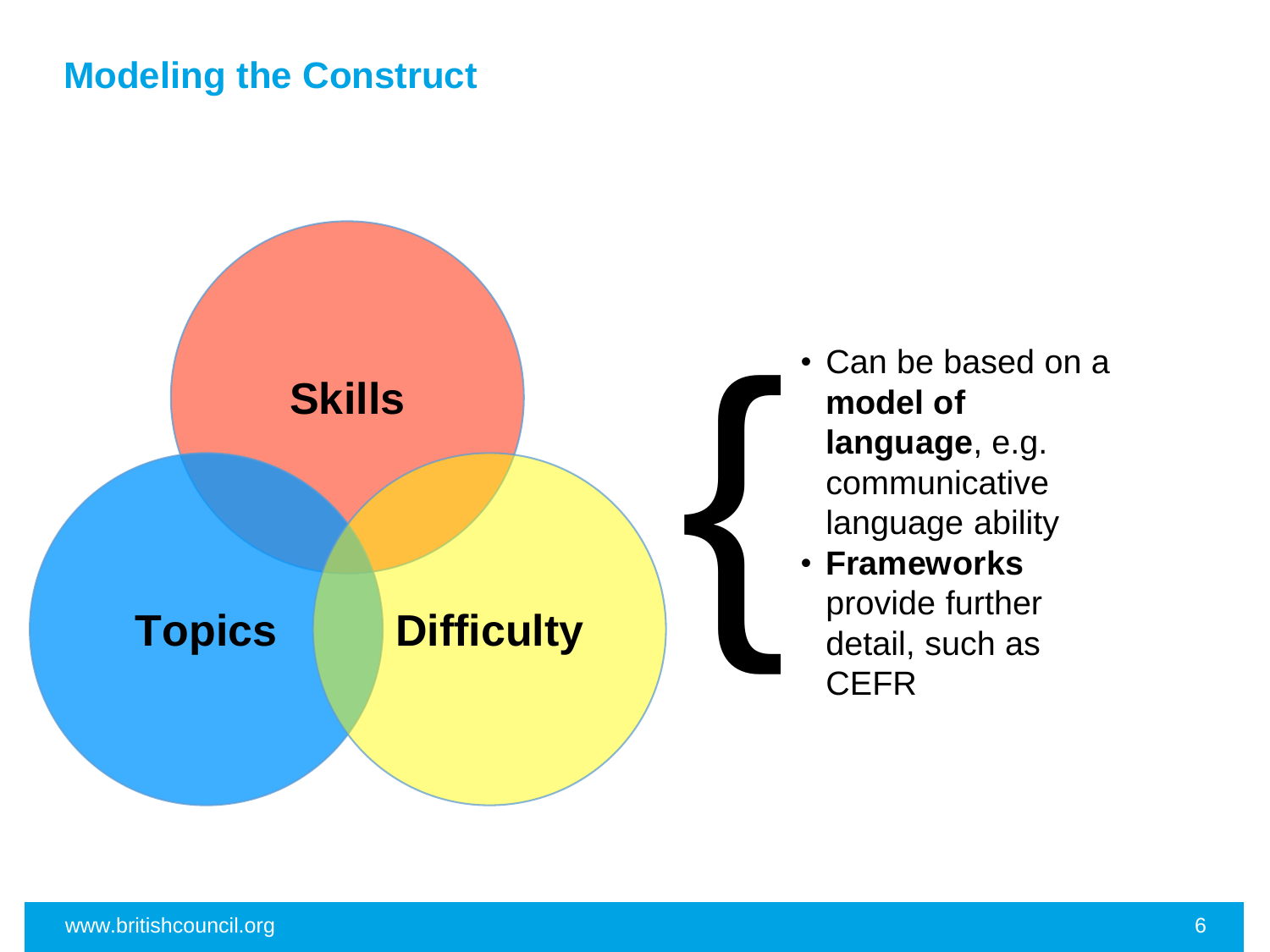## Modeling the Construct

Skills

Topics

Difficulty

- Can be based on a **model of language**, e.g. communicative language ability
- **Frameworks** provide further detail, such as CEFR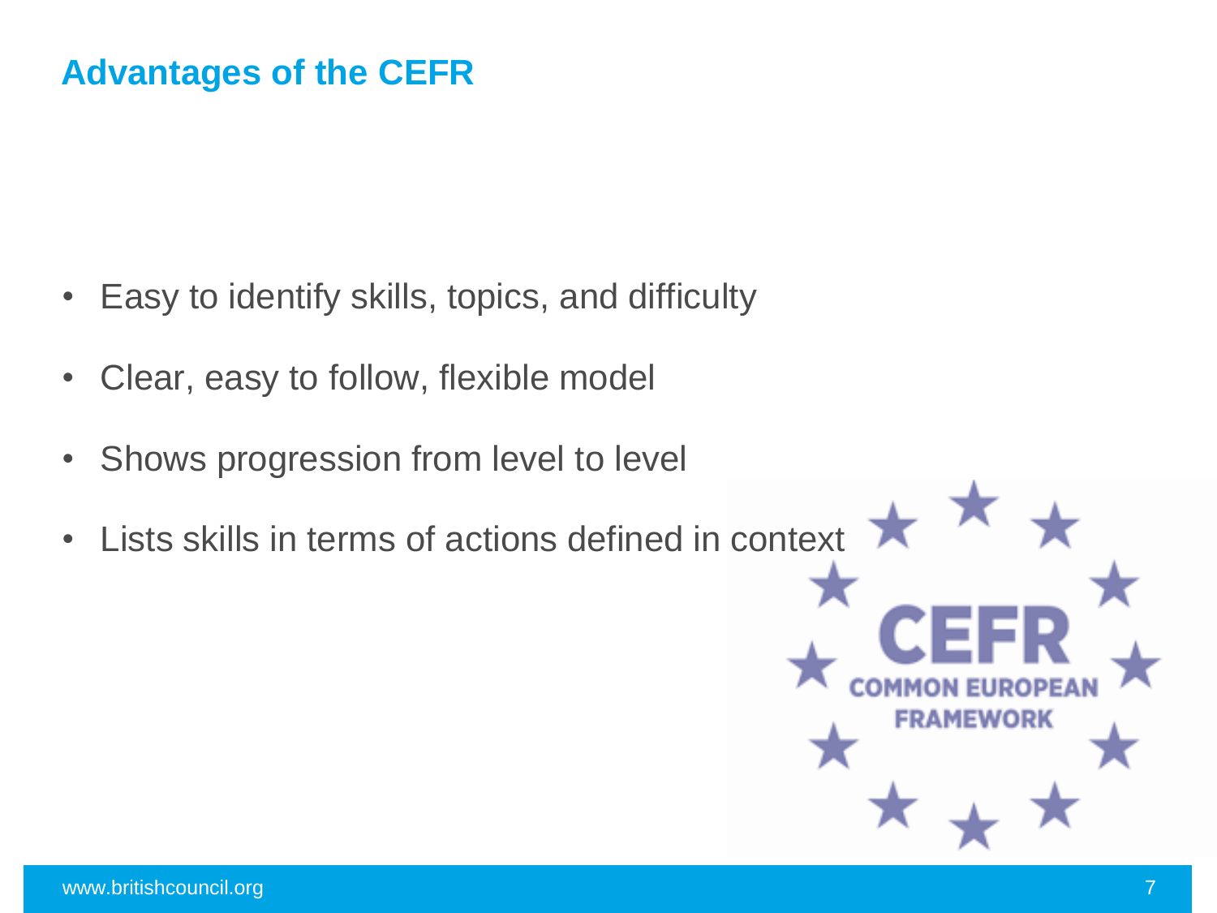# Advantages of the CEFR

- Easy to identify skills, topics, and difficulty
- Clear, easy to follow, flexible model
- Shows progression from level to level
- Lists skills in terms of actions defined in context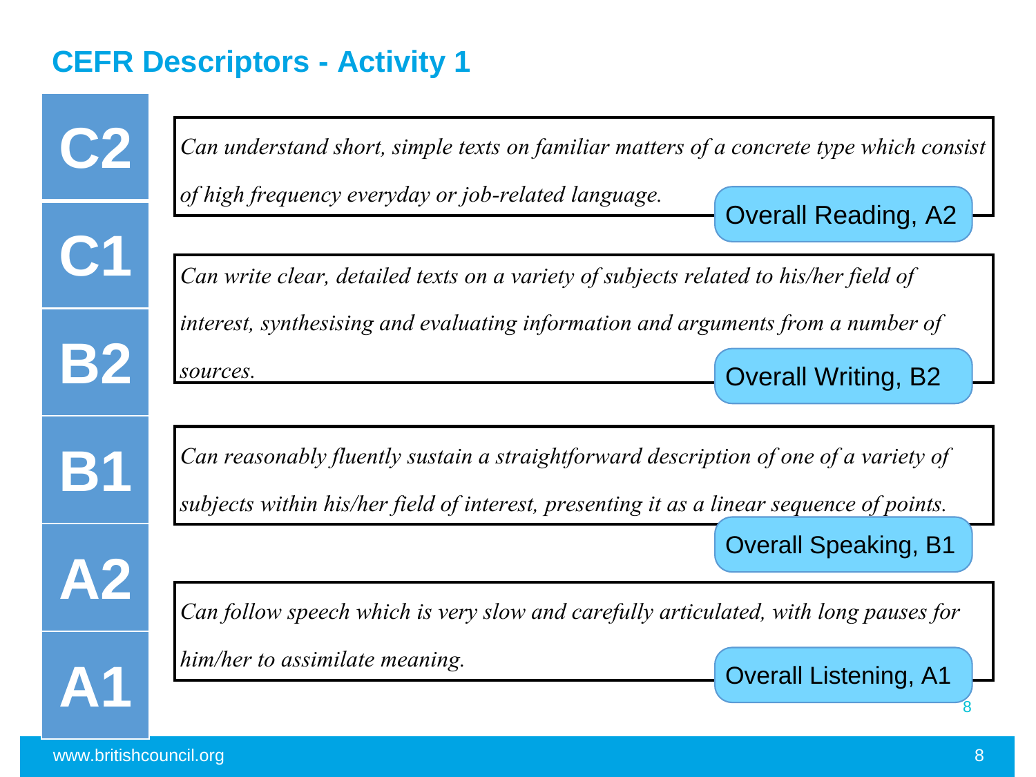# CEFR Descriptors - Activity 1

C2

C1

B2

B1

A2

A1

*Can understand short, simple texts on familiar matters of a concrete type which consist of high frequency everyday or job-related language.*

Overall Reading, A2

*Can write clear, detailed texts on a variety of subjects related to his/her field of interest, synthesising and evaluating information and arguments from a number of sources.*

Overall Writing, B2

*Can reasonably fluently sustain a straightforward description of one of a variety of subjects within his/her field of interest, presenting it as a linear sequence of points.*

Overall Speaking, B1

*Can follow speech which is very slow and carefully articulated, with long pauses for him/her to assimilate meaning.*

Overall Listening, A1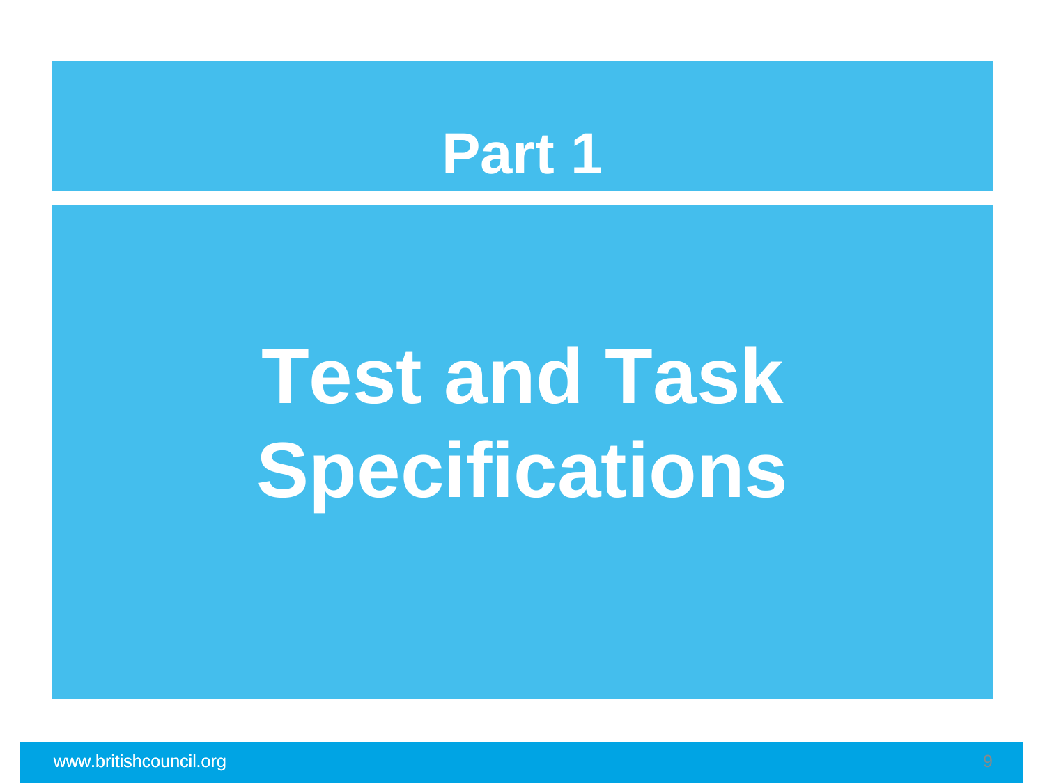## Part 1

# Test and Task Specifications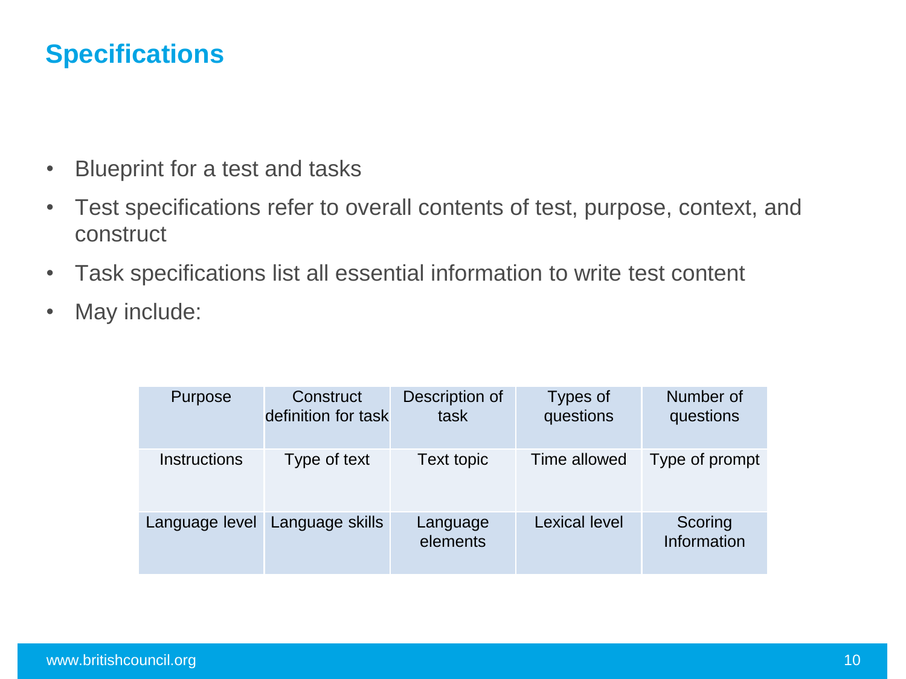# Specifications

- Blueprint for a test and tasks
- Test specifications refer to overall contents of test, purpose, context, and construct
- Task specifications list all essential information to write test content
- May include:

| Purpose | Construct definition for task | Description of task | Types of questions | Number of questions |
|---|---|---|---|---|
| Instructions | Type of text | Text topic | Time allowed | Type of prompt |
| Language level | Language skills | Language elements | Lexical level | Scoring Information |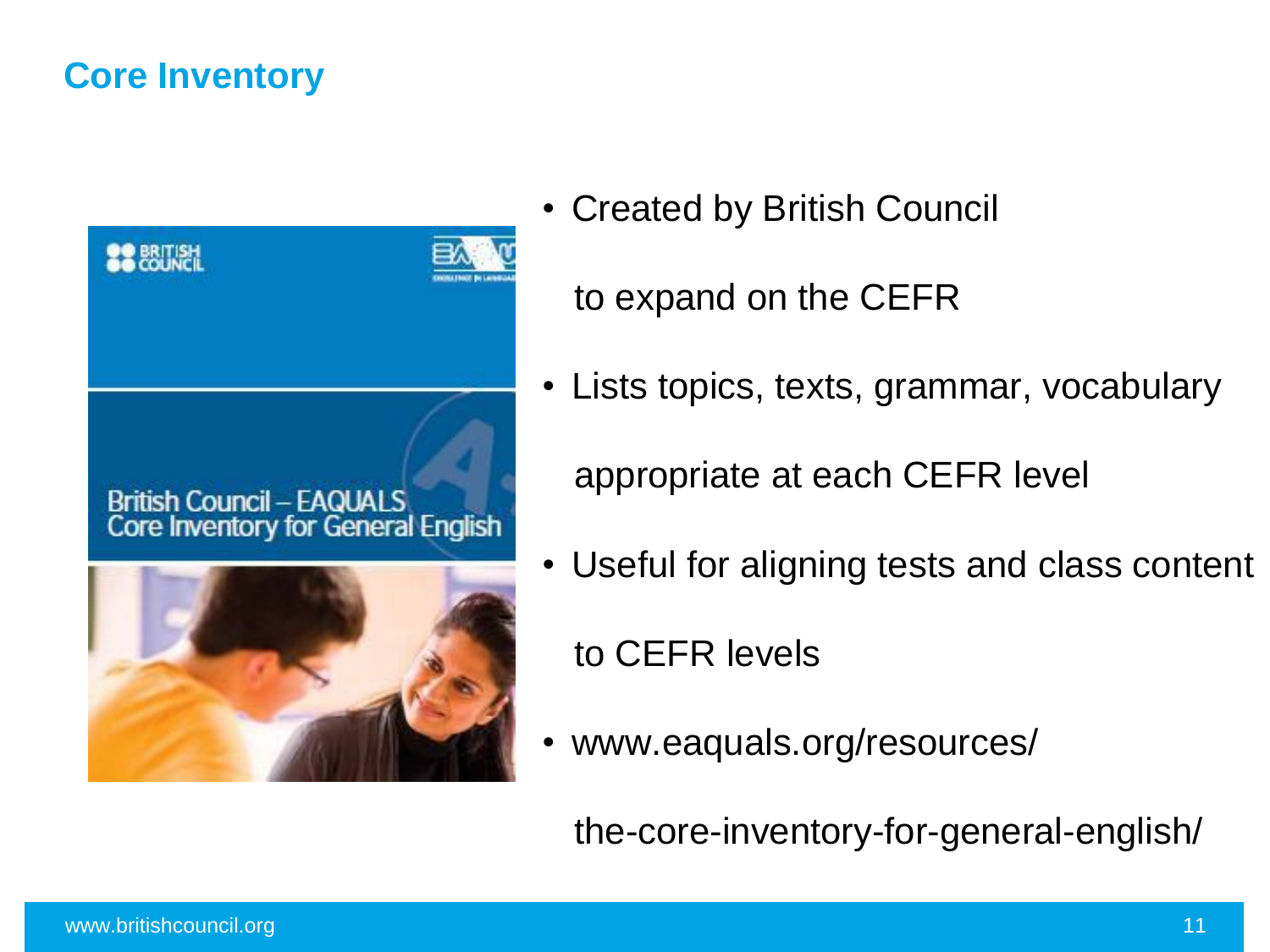## Core Inventory

- Created by British Council to expand on the CEFR
- Lists topics, texts, grammar, vocabulary appropriate at each CEFR level
- Useful for aligning tests and class content to CEFR levels
- www.eaquals.org/resources/the-core-inventory-for-general-english/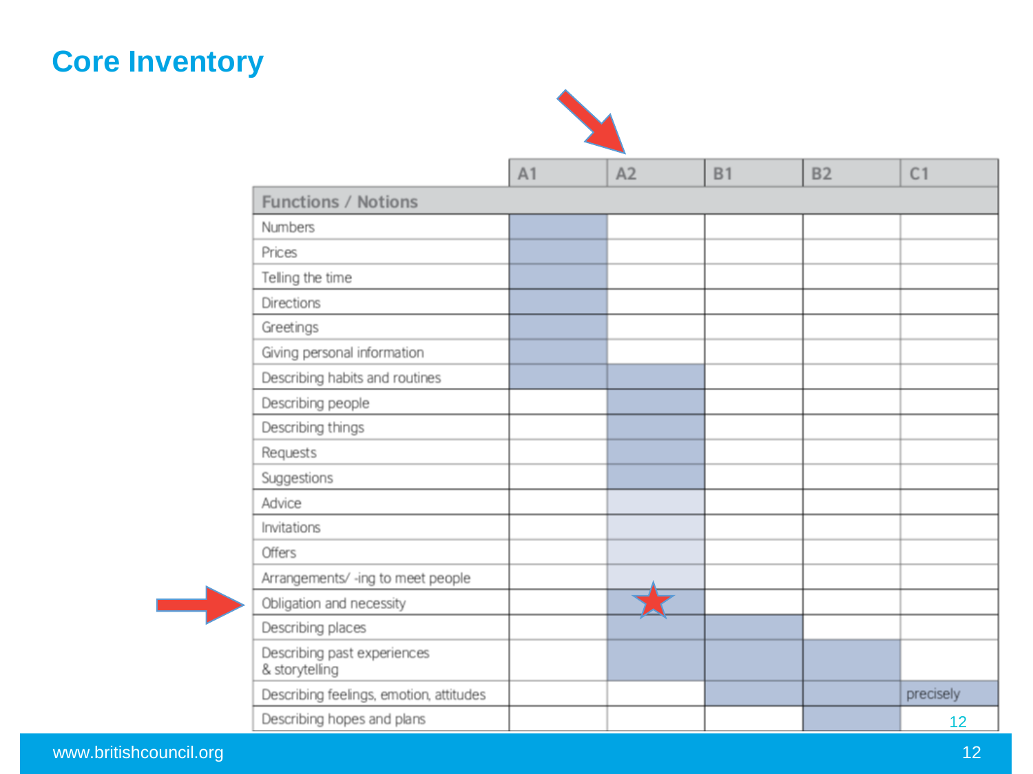# Core Inventory

| Functions / Notions | A1 | A2 | B1 | B2 | C1 |
|---|---|---|---|---|---|
| Numbers | | | | | |
| Prices | | | | | |
| Telling the time | | | | | |
| Directions | | | | | |
| Greetings | | | | | |
| Giving personal information | | | | | |
| Describing habits and routines | | | | | |
| Describing people | | | | | |
| Describing things | | | | | |
| Requests | | | | | |
| Suggestions | | | | | |
| Advice | | | | | |
| Invitations | | | | | |
| Offers | | | | | |
| Arrangements/ -ing to meet people | | | | | |
| Obligation and necessity | | | | | |
| Describing places | | | | | |
| Describing past experiences & storytelling | | | | | |
| Describing feelings, emotion, attitudes | | | | | precisely |
| Describing hopes and plans | | | | | |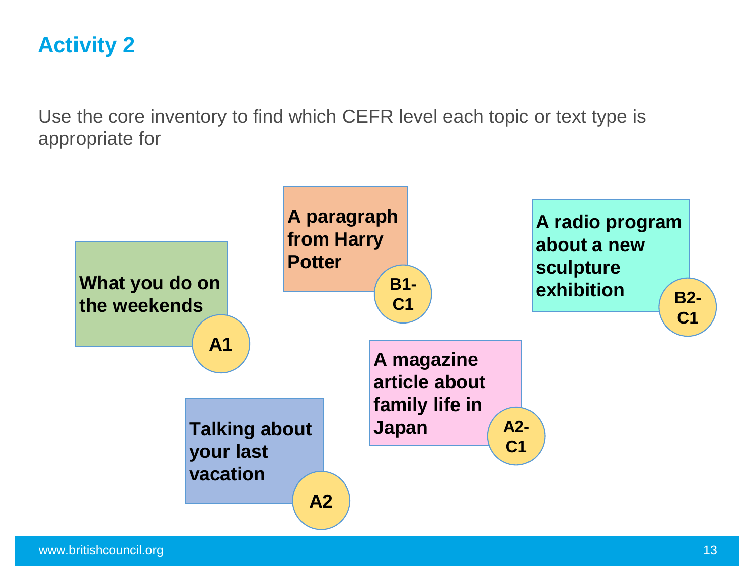## Activity 2

Use the core inventory to find which CEFR level each topic or text type is appropriate for

- **What you do on the weekends** — **A1**
- **A paragraph from Harry Potter** — **B1-C1**
- **A radio program about a new sculpture exhibition** — **B2-C1**
- **A magazine article about family life in Japan** — **A2-C1**
- **Talking about your last vacation** — **A2**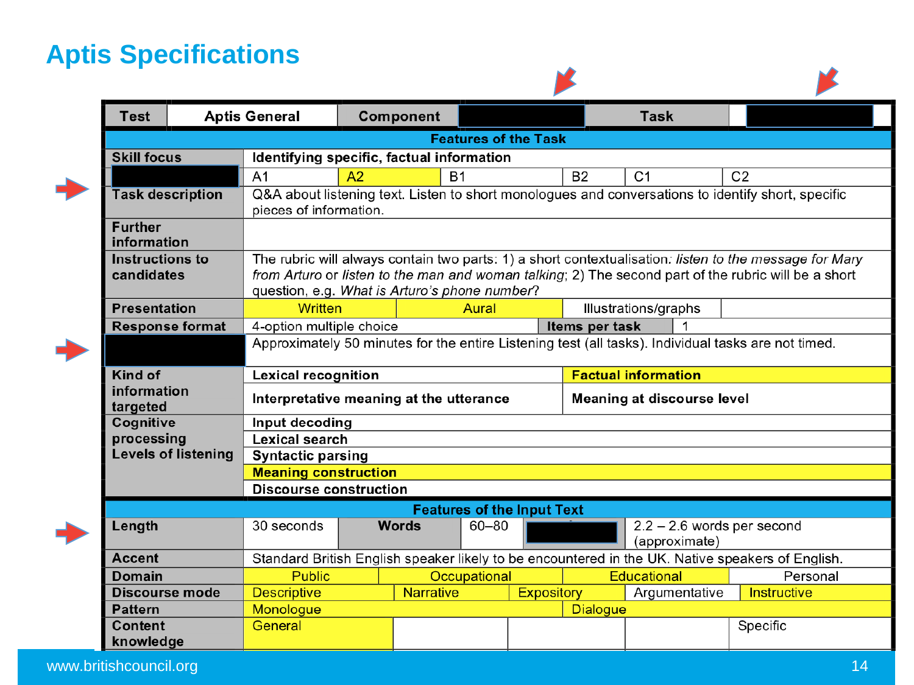# Aptis Specifications

| Test | Aptis General | Component | | Task | |
|---|---|---|---|---|---|
| **Features of the Task** | | | | | |
| **Skill focus** | **Identifying specific, factual information** | | | | |
| | A1 | A2 | B1 | B2 | C1 | C2 |
| **Task description** | Q&A about listening text. Listen to short monologues and conversations to identify short, specific pieces of information. | | | | |
| **Further information** | | | | | |
| **Instructions to candidates** | The rubric will always contain two parts: 1) a short contextualisation: *listen to the message for Mary from Arturo* or *listen to the man and woman talking*; 2) The second part of the rubric will be a short question, e.g. *What is Arturo's phone number*? | | | | |
| **Presentation** | Written | Aural | Illustrations/graphs | | |
| **Response format** | 4-option multiple choice | **Items per task** | 1 | | |
| | Approximately 50 minutes for the entire Listening test (all tasks). Individual tasks are not timed. | | | | |
| **Kind of information targeted** | **Lexical recognition** | **Factual information** | | | |
| | **Interpretative meaning at the utterance** | **Meaning at discourse level** | | | |
| **Cognitive processing Levels of listening** | **Input decoding** | | | | |
| | **Lexical search** | | | | |
| | **Syntactic parsing** | | | | |
| | **Meaning construction** | | | | |
| | **Discourse construction** | | | | |
| **Features of the Input Text** | | | | | |
| **Length** | 30 seconds | **Words** | 60–80 | | 2.2 – 2.6 words per second (approximate) |
| **Accent** | Standard British English speaker likely to be encountered in the UK. Native speakers of English. | | | | |
| **Domain** | Public | Occupational | Educational | Personal | |
| **Discourse mode** | Descriptive | Narrative | Expository | Argumentative | Instructive |
| **Pattern** | Monologue | Dialogue | | | |
| **Content knowledge** | General | | | | Specific |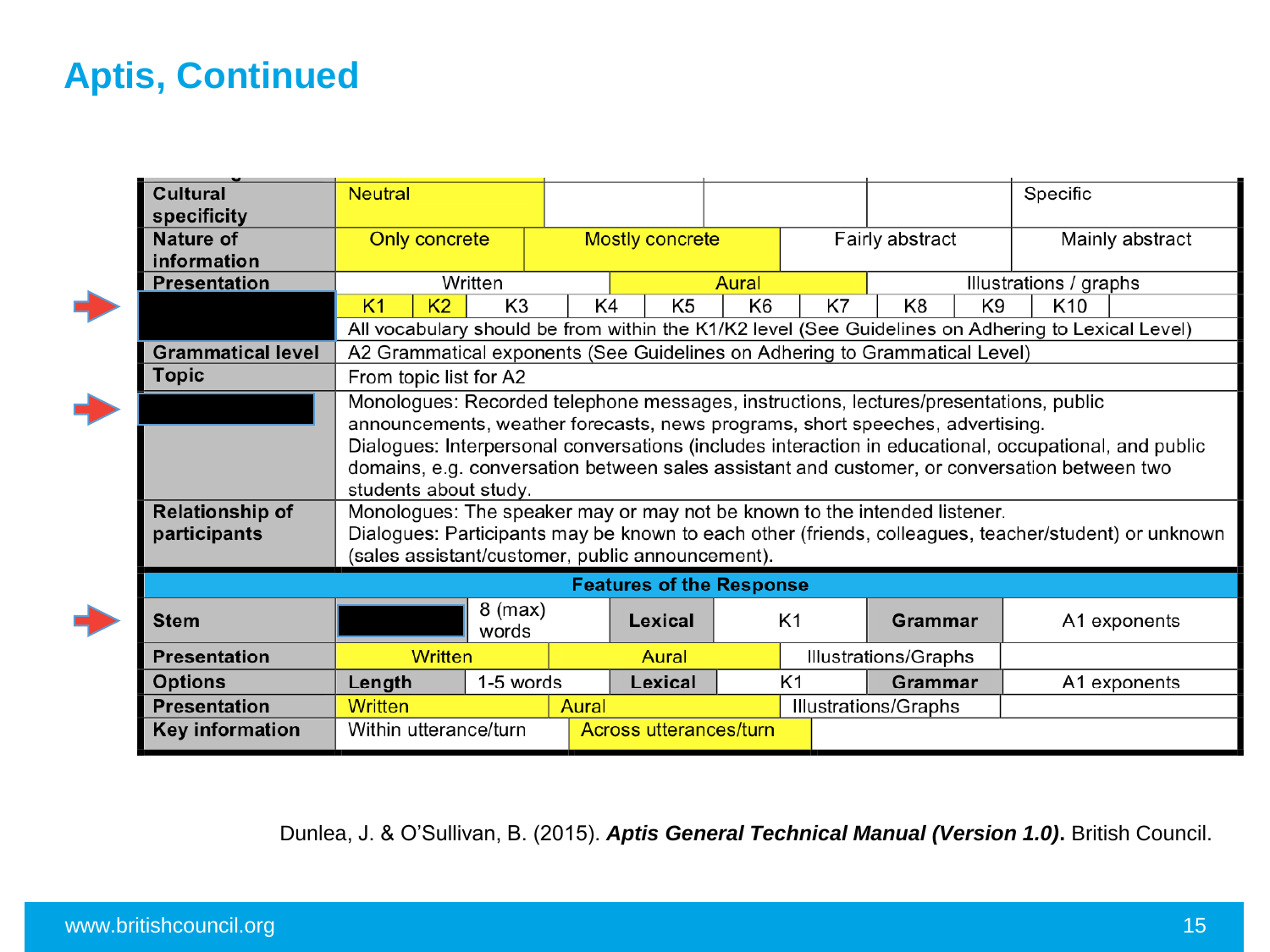# Aptis, Continued

| | | | | | | | | | | | | |
|---|---|---|---|---|---|---|---|---|---|---|---|---|
| **Cultural specificity** | Neutral | | | | | | | | | | Specific | |
| **Nature of information** | Only concrete | | Mostly concrete | | | Fairly abstract | | | | | Mainly abstract | |
| **Presentation** | Written | | | Aural | | | Illustrations / graphs | | | | | |
| | K1 | K2 | K3 | K4 | K5 | K6 | K7 | K8 | K9 | K10 | | |
| | All vocabulary should be from within the K1/K2 level (See Guidelines on Adhering to Lexical Level) | | | | | | | | | | | |
| **Grammatical level** | A2 Grammatical exponents (See Guidelines on Adhering to Grammatical Level) | | | | | | | | | | | |
| **Topic** | From topic list for A2 | | | | | | | | | | | |
| | Monologues: Recorded telephone messages, instructions, lectures/presentations, public announcements, weather forecasts, news programs, short speeches, advertising. Dialogues: Interpersonal conversations (includes interaction in educational, occupational, and public domains, e.g. conversation between sales assistant and customer, or conversation between two students about study. | | | | | | | | | | | |
| **Relationship of participants** | Monologues: The speaker may or may not be known to the intended listener. Dialogues: Participants may be known to each other (friends, colleagues, teacher/student) or unknown (sales assistant/customer, public announcement). | | | | | | | | | | | |
| **Features of the Response** | | | | | | | | | | | | |
| **Stem** | | 8 (max) words | **Lexical** | K1 | **Grammar** | A1 exponents | | | | | | |
| **Presentation** | Written | Aural | Illustrations/Graphs | | | | | | | | | |
| **Options** | **Length** | 1-5 words | **Lexical** | K1 | **Grammar** | A1 exponents | | | | | | |
| **Presentation** | Written | Aural | Illustrations/Graphs | | | | | | | | | |
| **Key information** | Within utterance/turn | Across utterances/turn | | | | | | | | | | |

Dunlea, J. & O'Sullivan, B. (2015). ***Aptis General Technical Manual (Version 1.0).*** British Council.

www.britishcouncil.org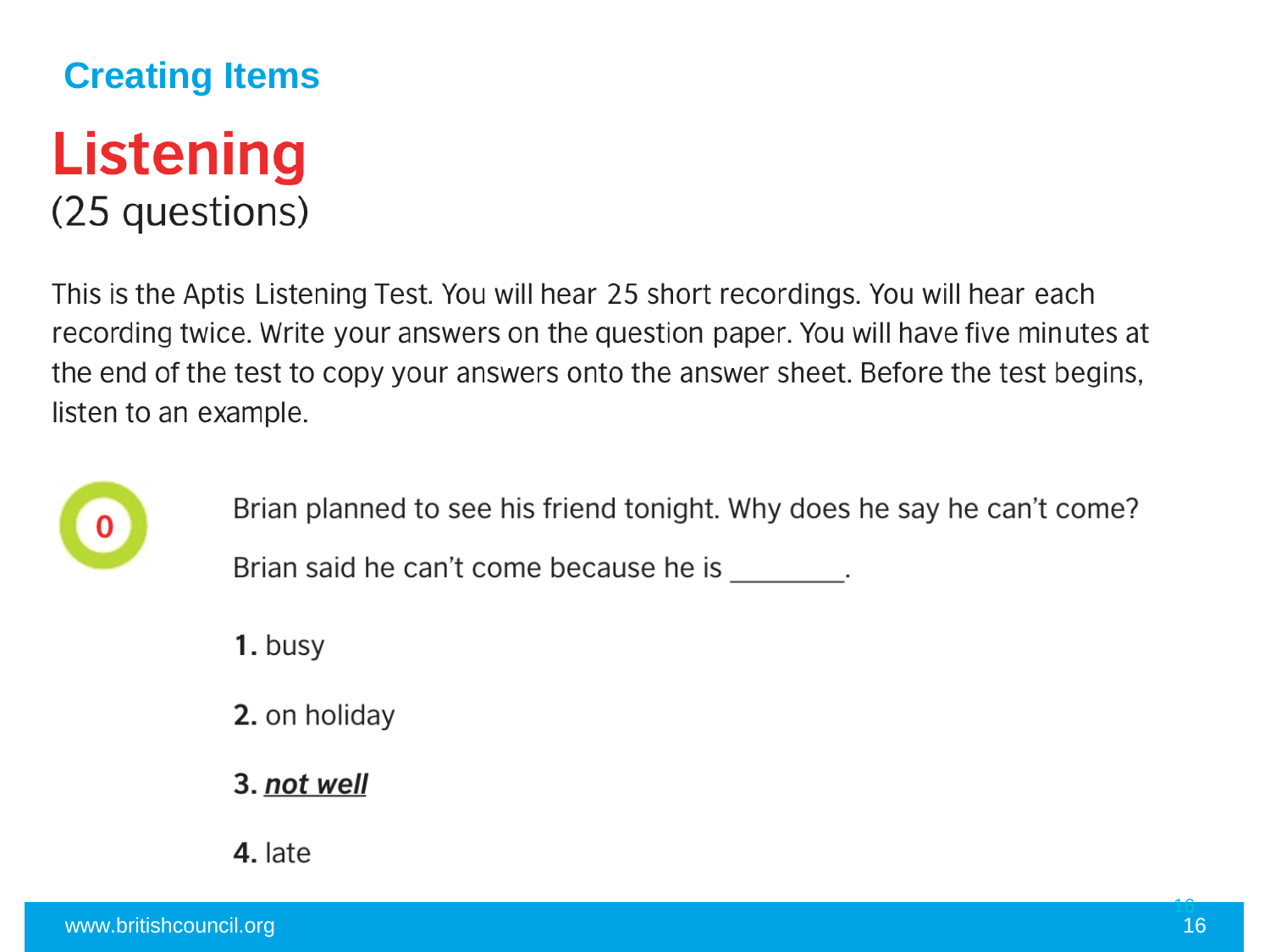## Creating Items

# Listening

(25 questions)

This is the Aptis Listening Test. You will hear 25 short recordings. You will hear each recording twice. Write your answers on the question paper. You will have five minutes at the end of the test to copy your answers onto the answer sheet. Before the test begins, listen to an example.

**0**

Brian planned to see his friend tonight. Why does he say he can't come?

Brian said he can't come because he is ________.

**1.** busy

**2.** on holiday

**3.** ***<u>not well</u>***

**4.** late

www.britishcouncil.org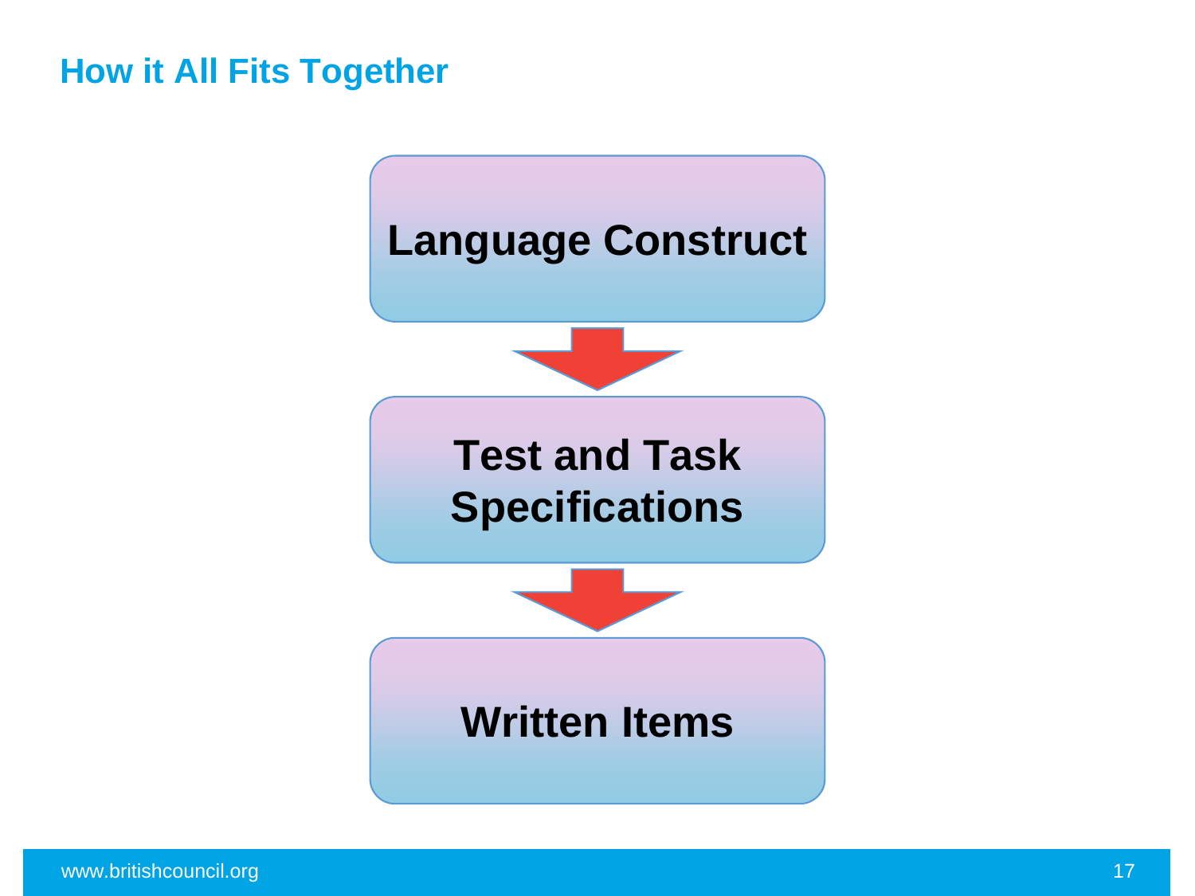## How it All Fits Together

**Language Construct**

↓

**Test and Task Specifications**

↓

**Written Items**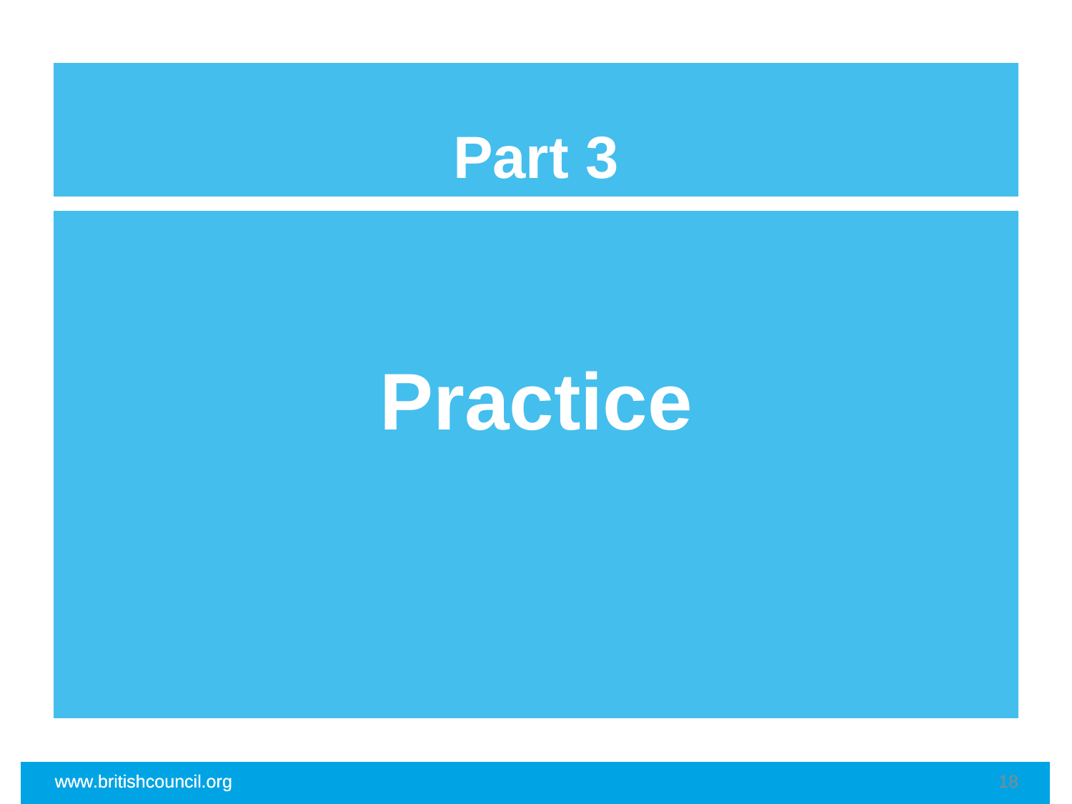# Part 3

# Practice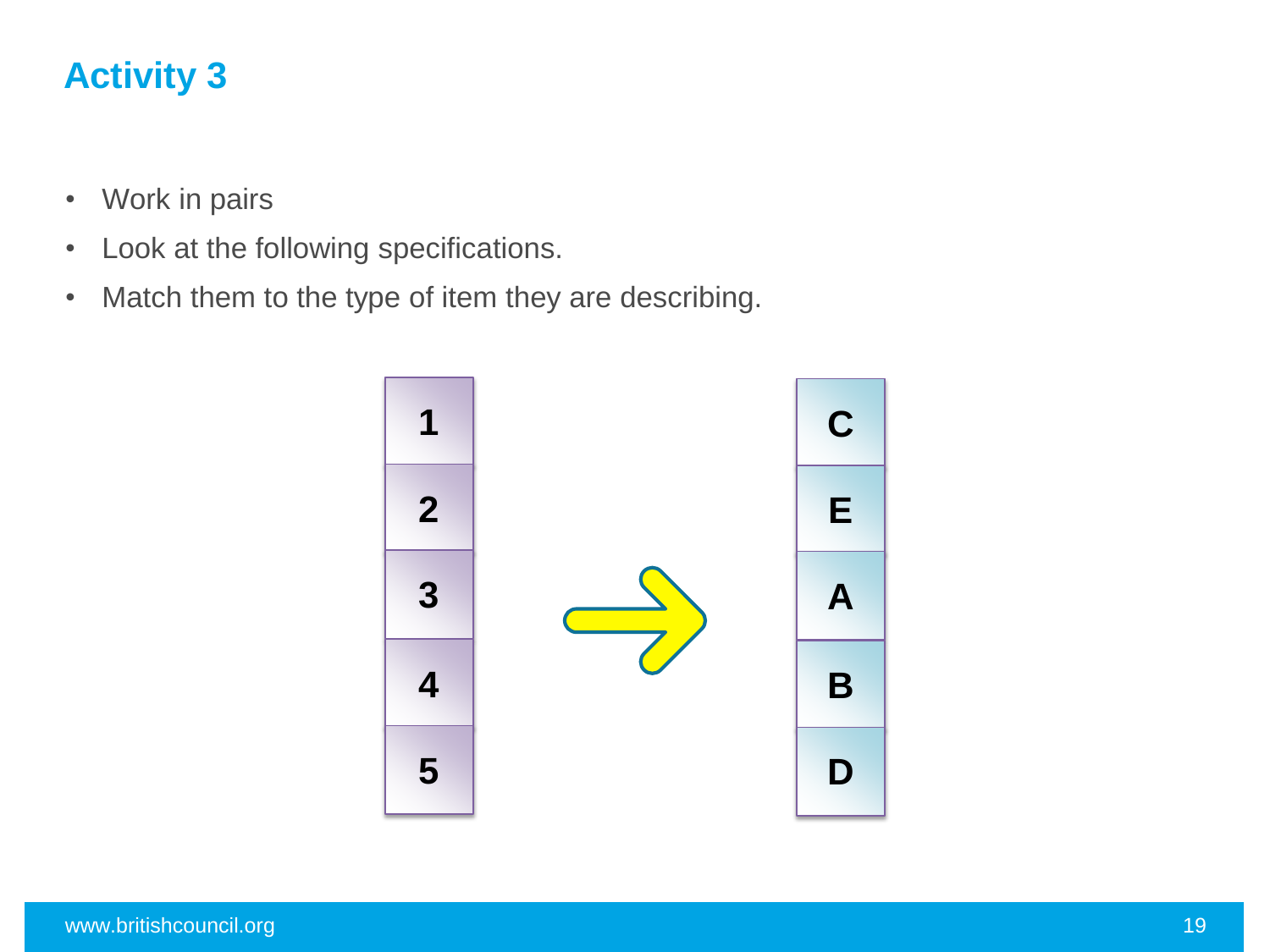## Activity 3

- Work in pairs
- Look at the following specifications.
- Match them to the type of item they are describing.

| | |
|---|---|
| 1 | C |
| 2 | E |
| 3 | A |
| 4 | B |
| 5 | D |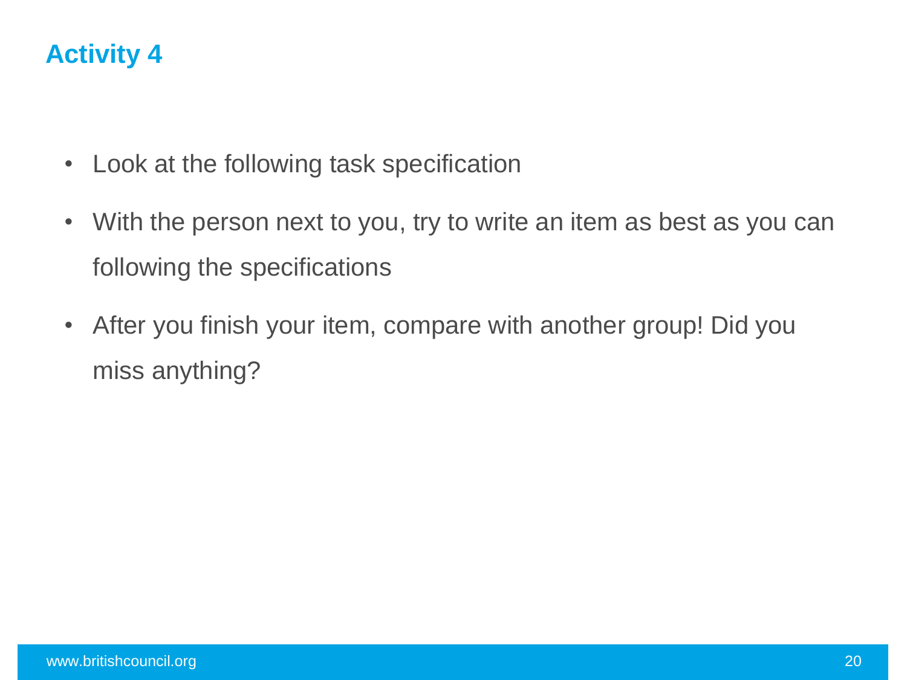# Activity 4

- Look at the following task specification
- With the person next to you, try to write an item as best as you can following the specifications
- After you finish your item, compare with another group! Did you miss anything?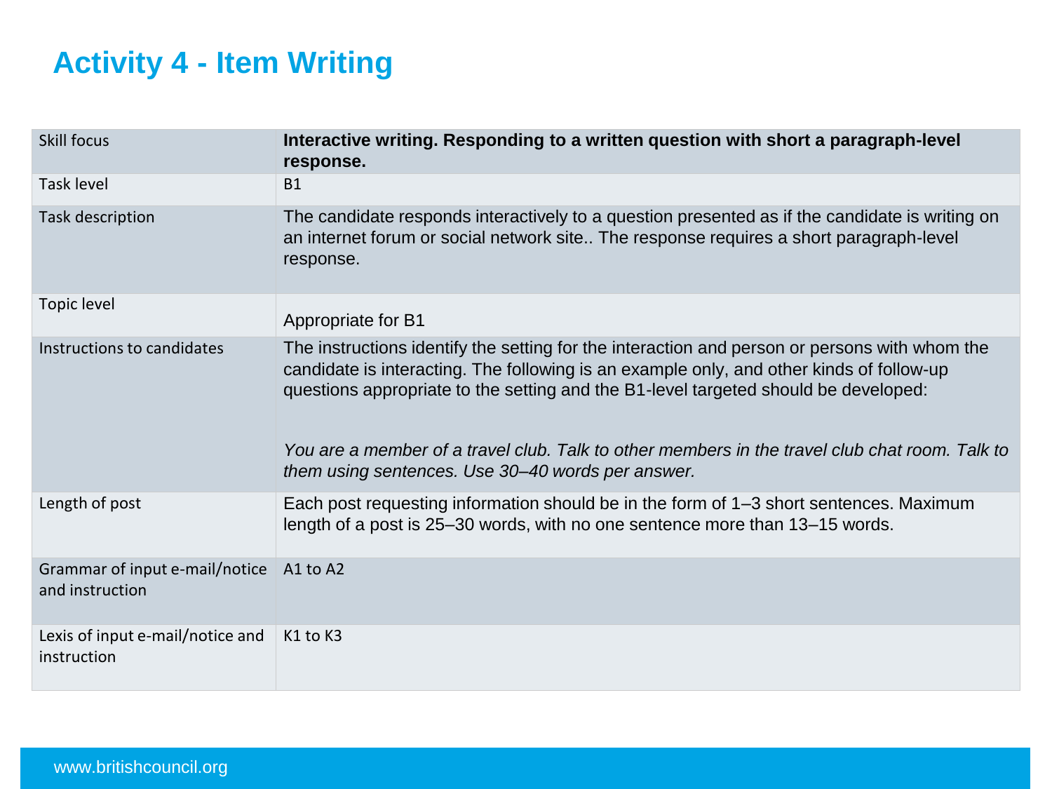# Activity 4 - Item Writing

| | |
|---|---|
| Skill focus | **Interactive writing. Responding to a written question with short a paragraph-level response.** |
| Task level | B1 |
| Task description | The candidate responds interactively to a question presented as if the candidate is writing on an internet forum or social network site.. The response requires a short paragraph-level response. |
| Topic level | Appropriate for B1 |
| Instructions to candidates | The instructions identify the setting for the interaction and person or persons with whom the candidate is interacting. The following is an example only, and other kinds of follow-up questions appropriate to the setting and the B1-level targeted should be developed:<br><br>*You are a member of a travel club. Talk to other members in the travel club chat room. Talk to them using sentences. Use 30–40 words per answer.* |
| Length of post | Each post requesting information should be in the form of 1–3 short sentences. Maximum length of a post is 25–30 words, with no one sentence more than 13–15 words. |
| Grammar of input e-mail/notice and instruction | A1 to A2 |
| Lexis of input e-mail/notice and instruction | K1 to K3 |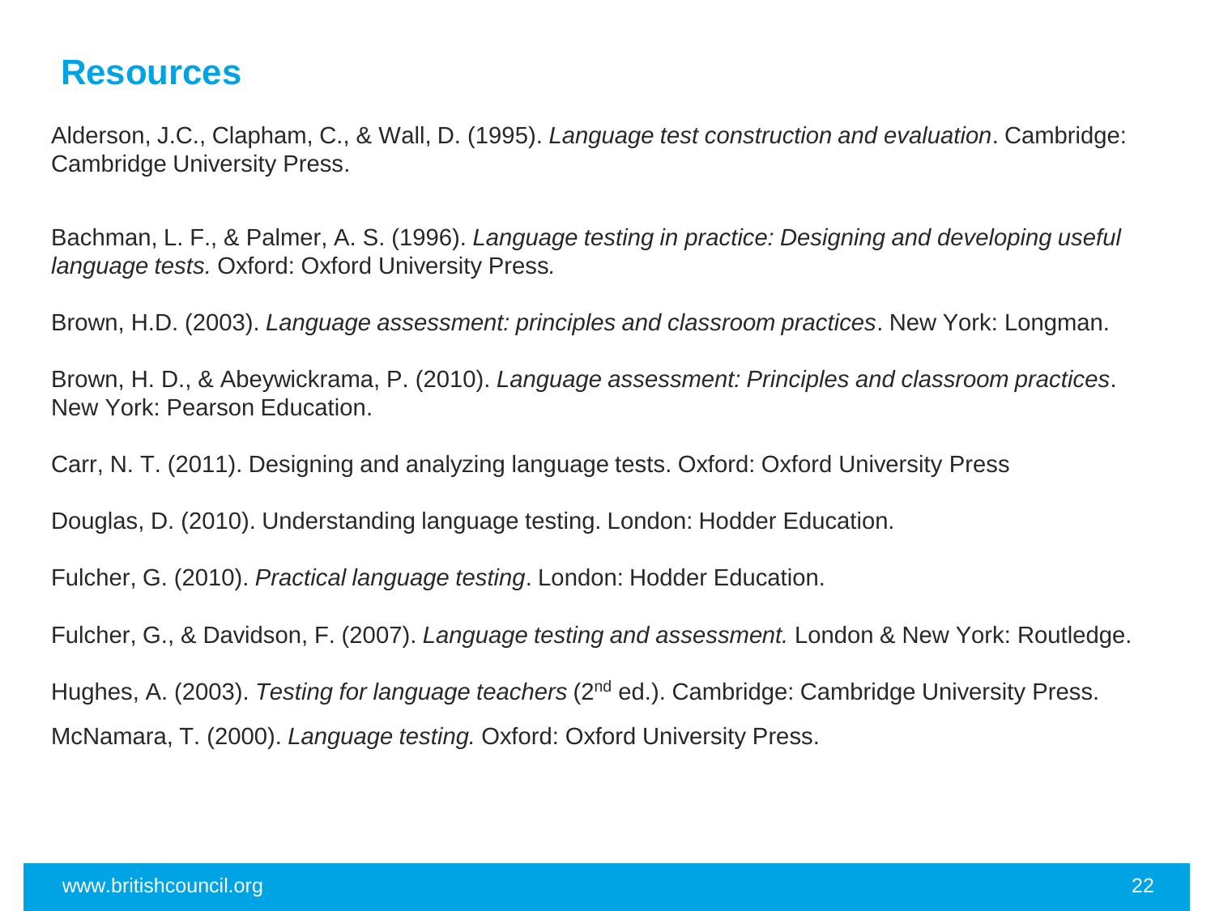# Resources

Alderson, J.C., Clapham, C., & Wall, D. (1995). *Language test construction and evaluation*. Cambridge: Cambridge University Press.

Bachman, L. F., & Palmer, A. S. (1996). *Language testing in practice: Designing and developing useful language tests.* Oxford: Oxford University Press.

Brown, H.D. (2003). *Language assessment: principles and classroom practices*. New York: Longman.

Brown, H. D., & Abeywickrama, P. (2010). *Language assessment: Principles and classroom practices*. New York: Pearson Education.

Carr, N. T. (2011). Designing and analyzing language tests. Oxford: Oxford University Press

Douglas, D. (2010). Understanding language testing. London: Hodder Education.

Fulcher, G. (2010). *Practical language testing*. London: Hodder Education.

Fulcher, G., & Davidson, F. (2007). *Language testing and assessment.* London & New York: Routledge.

Hughes, A. (2003). *Testing for language teachers* (2nd ed.). Cambridge: Cambridge University Press.

McNamara, T. (2000). *Language testing.* Oxford: Oxford University Press.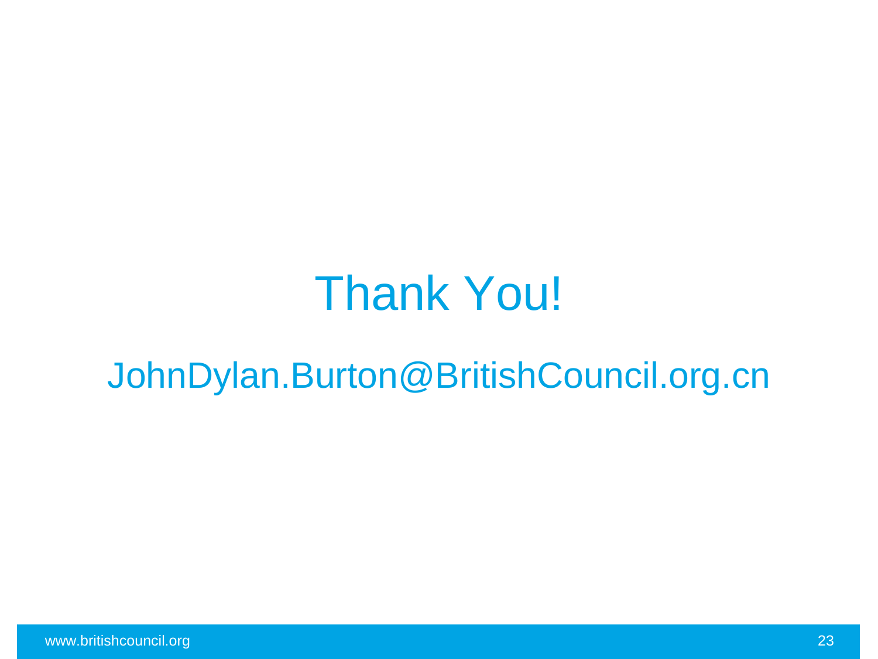# Thank You!

JohnDylan.Burton@BritishCouncil.org.cn